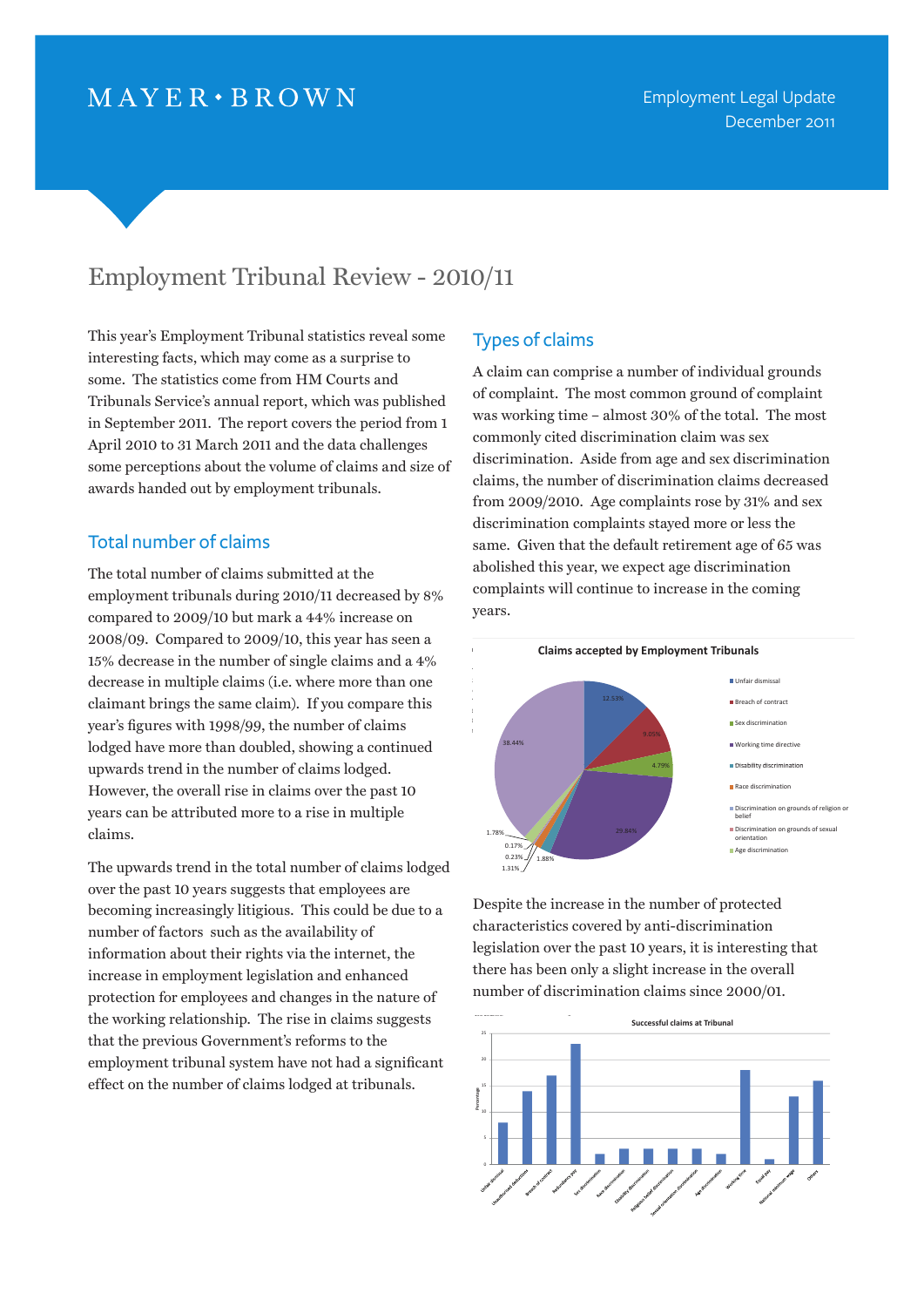MAYER • BROWN

Employment Legal Update
December 2011

# Employment Tribunal Review - 2010/11

This year's Employment Tribunal statistics reveal some interesting facts, which may come as a surprise to some. The statistics come from HM Courts and Tribunals Service's annual report, which was published in September 2011. The report covers the period from 1 April 2010 to 31 March 2011 and the data challenges some perceptions about the volume of claims and size of awards handed out by employment tribunals.

## Total number of claims

The total number of claims submitted at the employment tribunals during 2010/11 decreased by 8% compared to 2009/10 but mark a 44% increase on 2008/09. Compared to 2009/10, this year has seen a 15% decrease in the number of single claims and a 4% decrease in multiple claims (i.e. where more than one claimant brings the same claim). If you compare this year's figures with 1998/99, the number of claims lodged have more than doubled, showing a continued upwards trend in the number of claims lodged. However, the overall rise in claims over the past 10 years can be attributed more to a rise in multiple claims.

The upwards trend in the total number of claims lodged over the past 10 years suggests that employees are becoming increasingly litigious. This could be due to a number of factors such as the availability of information about their rights via the internet, the increase in employment legislation and enhanced protection for employees and changes in the nature of the working relationship. The rise in claims suggests that the previous Government's reforms to the employment tribunal system have not had a significant effect on the number of claims lodged at tribunals.

## Types of claims

A claim can comprise a number of individual grounds of complaint. The most common ground of complaint was working time – almost 30% of the total. The most commonly cited discrimination claim was sex discrimination. Aside from age and sex discrimination claims, the number of discrimination claims decreased from 2009/2010. Age complaints rose by 31% and sex discrimination complaints stayed more or less the same. Given that the default retirement age of 65 was abolished this year, we expect age discrimination complaints will continue to increase in the coming years.

**Claims accepted by Employment Tribunals**

| Claim type | Percentage |
|---|---|
| Unfair dismissal | 12.53% |
| Breach of contract | 9.05% |
| Sex discrimination | 4.79% |
| Working time directive | 29.84% |
| Disability discrimination | 1.88% |
| Race discrimination | 1.31% |
| Discrimination on grounds of religion or belief | 0.23% |
| Discrimination on grounds of sexual orientation | 0.17% |
| Age discrimination | 1.78% |
| (unlabelled) | 38.44% |

Despite the increase in the number of protected characteristics covered by anti-discrimination legislation over the past 10 years, it is interesting that there has been only a slight increase in the overall number of discrimination claims since 2000/01.

**Successful claims at Tribunal**

| Claim type | Percentage (approx.) |
|---|---|
| Unfair dismissal | 8 |
| Unauthorised deductions | 14 |
| Breach of contract | 17 |
| Redundancy pay | 23 |
| Sex discrimination | 2 |
| Race discrimination | 3 |
| Disability discrimination | 3 |
| Religious belief discrimination | 3 |
| Sexual orientation discrimination | 3 |
| Age discrimination | 2 |
| Working time | 18 |
| Equal pay | 1 |
| National minimum wage | 13 |
| Others | 16 |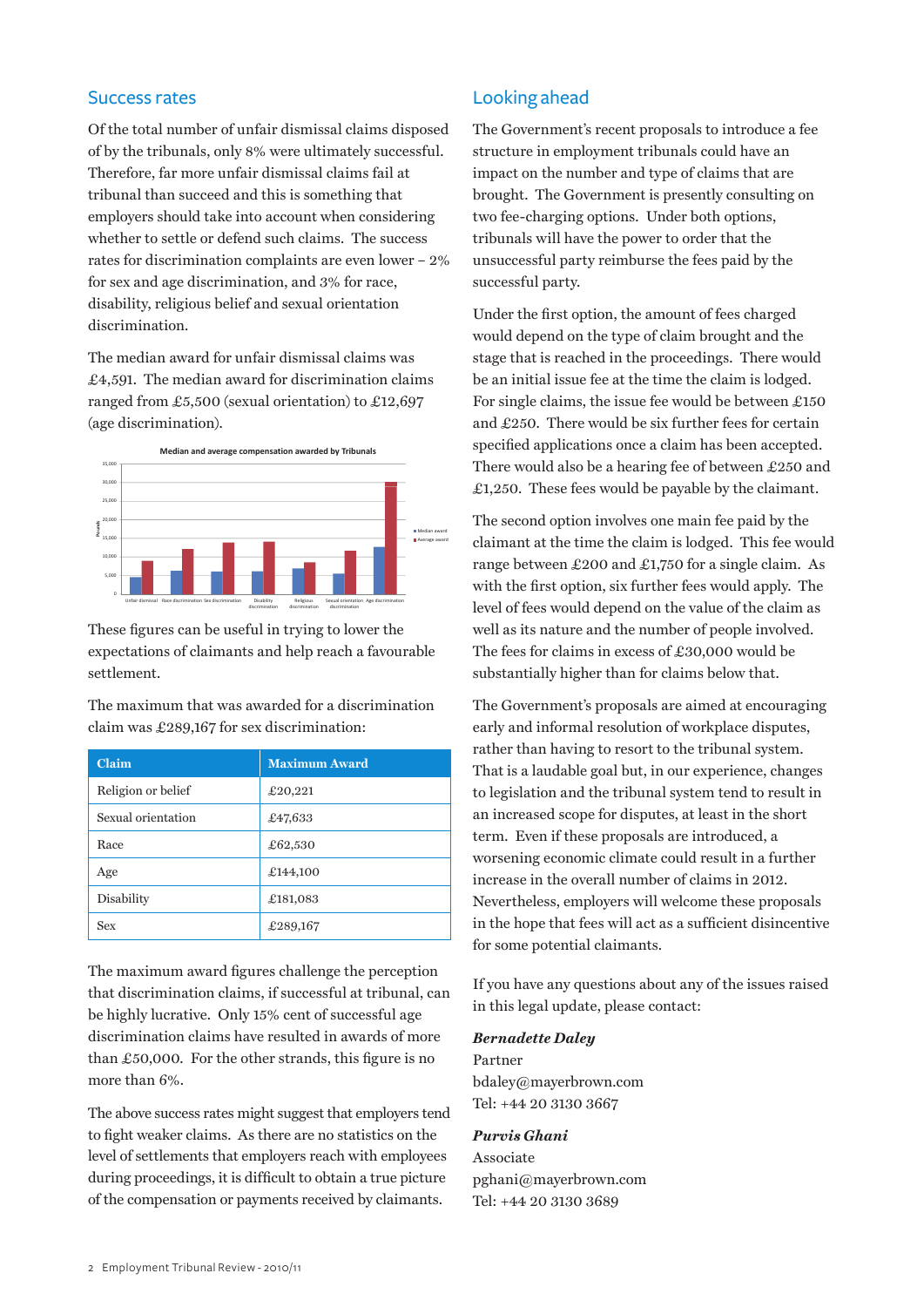## Success rates

Of the total number of unfair dismissal claims disposed of by the tribunals, only 8% were ultimately successful. Therefore, far more unfair dismissal claims fail at tribunal than succeed and this is something that employers should take into account when considering whether to settle or defend such claims. The success rates for discrimination complaints are even lower – 2% for sex and age discrimination, and 3% for race, disability, religious belief and sexual orientation discrimination.

The median award for unfair dismissal claims was £4,591. The median award for discrimination claims ranged from £5,500 (sexual orientation) to £12,697 (age discrimination).

These figures can be useful in trying to lower the expectations of claimants and help reach a favourable settlement.

The maximum that was awarded for a discrimination claim was £289,167 for sex discrimination:

| Claim | Maximum Award |
| --- | --- |
| Religion or belief | £20,221 |
| Sexual orientation | £47,633 |
| Race | £62,530 |
| Age | £144,100 |
| Disability | £181,083 |
| Sex | £289,167 |

The maximum award figures challenge the perception that discrimination claims, if successful at tribunal, can be highly lucrative. Only 15% cent of successful age discrimination claims have resulted in awards of more than £50,000. For the other strands, this figure is no more than 6%.

The above success rates might suggest that employers tend to fight weaker claims. As there are no statistics on the level of settlements that employers reach with employees during proceedings, it is difficult to obtain a true picture of the compensation or payments received by claimants.

## Looking ahead

The Government's recent proposals to introduce a fee structure in employment tribunals could have an impact on the number and type of claims that are brought. The Government is presently consulting on two fee-charging options. Under both options, tribunals will have the power to order that the unsuccessful party reimburse the fees paid by the successful party.

Under the first option, the amount of fees charged would depend on the type of claim brought and the stage that is reached in the proceedings. There would be an initial issue fee at the time the claim is lodged. For single claims, the issue fee would be between £150 and £250. There would be six further fees for certain specified applications once a claim has been accepted. There would also be a hearing fee of between £250 and £1,250. These fees would be payable by the claimant.

The second option involves one main fee paid by the claimant at the time the claim is lodged. This fee would range between £200 and £1,750 for a single claim. As with the first option, six further fees would apply. The level of fees would depend on the value of the claim as well as its nature and the number of people involved. The fees for claims in excess of £30,000 would be substantially higher than for claims below that.

The Government's proposals are aimed at encouraging early and informal resolution of workplace disputes, rather than having to resort to the tribunal system. That is a laudable goal but, in our experience, changes to legislation and the tribunal system tend to result in an increased scope for disputes, at least in the short term. Even if these proposals are introduced, a worsening economic climate could result in a further increase in the overall number of claims in 2012. Nevertheless, employers will welcome these proposals in the hope that fees will act as a sufficient disincentive for some potential claimants.

If you have any questions about any of the issues raised in this legal update, please contact:

***Bernadette Daley***
Partner
bdaley@mayerbrown.com
Tel: +44 20 3130 3667

***Purvis Ghani***
Associate
pghani@mayerbrown.com
Tel: +44 20 3130 3689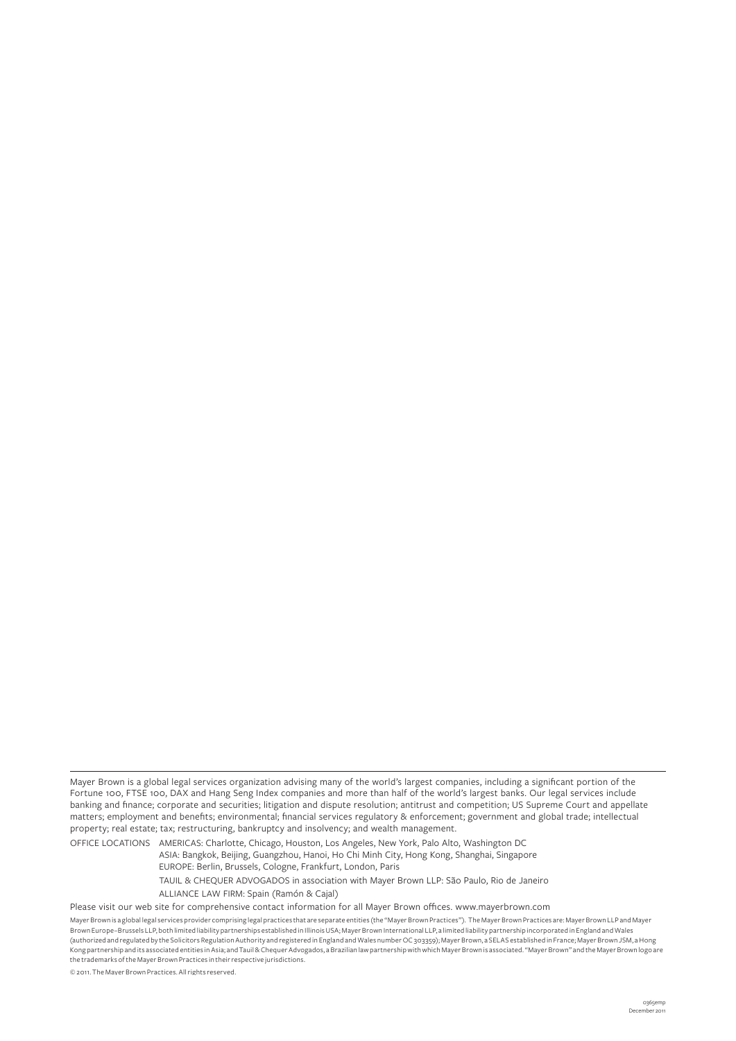Mayer Brown is a global legal services organization advising many of the world's largest companies, including a significant portion of the Fortune 100, FTSE 100, DAX and Hang Seng Index companies and more than half of the world's largest banks. Our legal services include banking and finance; corporate and securities; litigation and dispute resolution; antitrust and competition; US Supreme Court and appellate matters; employment and benefits; environmental; financial services regulatory & enforcement; government and global trade; intellectual property; real estate; tax; restructuring, bankruptcy and insolvency; and wealth management.

OFFICE LOCATIONS AMERICAS: Charlotte, Chicago, Houston, Los Angeles, New York, Palo Alto, Washington DC

ASIA: Bangkok, Beijing, Guangzhou, Hanoi, Ho Chi Minh City, Hong Kong, Shanghai, Singapore

EUROPE: Berlin, Brussels, Cologne, Frankfurt, London, Paris

TAUIL & CHEQUER ADVOGADOS in association with Mayer Brown LLP: São Paulo, Rio de Janeiro

ALLIANCE LAW FIRM: Spain (Ramón & Cajal)

Please visit our web site for comprehensive contact information for all Mayer Brown offices. www.mayerbrown.com

Mayer Brown is a global legal services provider comprising legal practices that are separate entities (the "Mayer Brown Practices"). The Mayer Brown Practices are: Mayer Brown LLP and Mayer Brown Europe–Brussels LLP, both limited liability partnerships established in Illinois USA; Mayer Brown International LLP, a limited liability partnership incorporated in England and Wales (authorized and regulated by the Solicitors Regulation Authority and registered in England and Wales number OC 303359); Mayer Brown, a SELAS established in France; Mayer Brown JSM, a Hong Kong partnership and its associated entities in Asia; and Tauil & Chequer Advogados, a Brazilian law partnership with which Mayer Brown is associated. "Mayer Brown" and the Mayer Brown logo are the trademarks of the Mayer Brown Practices in their respective jurisdictions.

© 2011. The Mayer Brown Practices. All rights reserved.

0365emp
December 2011